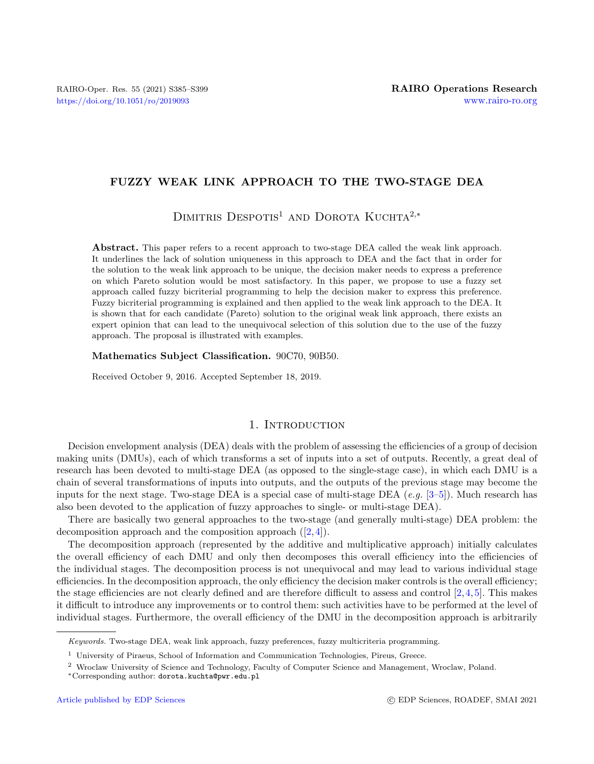# FUZZY WEAK LINK APPROACH TO THE TWO-STAGE DEA

Dimitris Despotis[1] and Dorota Kuchta[2,*]

**Abstract.** This paper refers to a recent approach to two-stage DEA called the weak link approach. It underlines the lack of solution uniqueness in this approach to DEA and the fact that in order for the solution to the weak link approach to be unique, the decision maker needs to express a preference on which Pareto solution would be most satisfactory. In this paper, we propose to use a fuzzy set approach called fuzzy bicriterial programming to help the decision maker to express this preference. Fuzzy bicriterial programming is explained and then applied to the weak link approach to the DEA. It is shown that for each candidate (Pareto) solution to the original weak link approach, there exists an expert opinion that can lead to the unequivocal selection of this solution due to the use of the fuzzy approach. The proposal is illustrated with examples.

**Mathematics Subject Classification.** 90C70, 90B50.

Received October 9, 2016. Accepted September 18, 2019.

## 1. Introduction

Decision envelopment analysis (DEA) deals with the problem of assessing the efficiencies of a group of decision making units (DMUs), each of which transforms a set of inputs into a set of outputs. Recently, a great deal of research has been devoted to multi-stage DEA (as opposed to the single-stage case), in which each DMU is a chain of several transformations of inputs into outputs, and the outputs of the previous stage may become the inputs for the next stage. Two-stage DEA is a special case of multi-stage DEA (*e.g.* [3–5]). Much research has also been devoted to the application of fuzzy approaches to single- or multi-stage DEA).

There are basically two general approaches to the two-stage (and generally multi-stage) DEA problem: the decomposition approach and the composition approach ([2,4]).

The decomposition approach (represented by the additive and multiplicative approach) initially calculates the overall efficiency of each DMU and only then decomposes this overall efficiency into the efficiencies of the individual stages. The decomposition process is not unequivocal and may lead to various individual stage efficiencies. In the decomposition approach, the only efficiency the decision maker controls is the overall efficiency; the stage efficiencies are not clearly defined and are therefore difficult to assess and control [2,4,5]. This makes it difficult to introduce any improvements or to control them: such activities have to be performed at the level of individual stages. Furthermore, the overall efficiency of the DMU in the decomposition approach is arbitrarily

*Keywords.* Two-stage DEA, weak link approach, fuzzy preferences, fuzzy multicriteria programming.

[1] University of Piraeus, School of Information and Communication Technologies, Pireus, Greece.

[2] Wroclaw University of Science and Technology, Faculty of Computer Science and Management, Wroclaw, Poland.

*Corresponding author: dorota.kuchta@pwr.edu.pl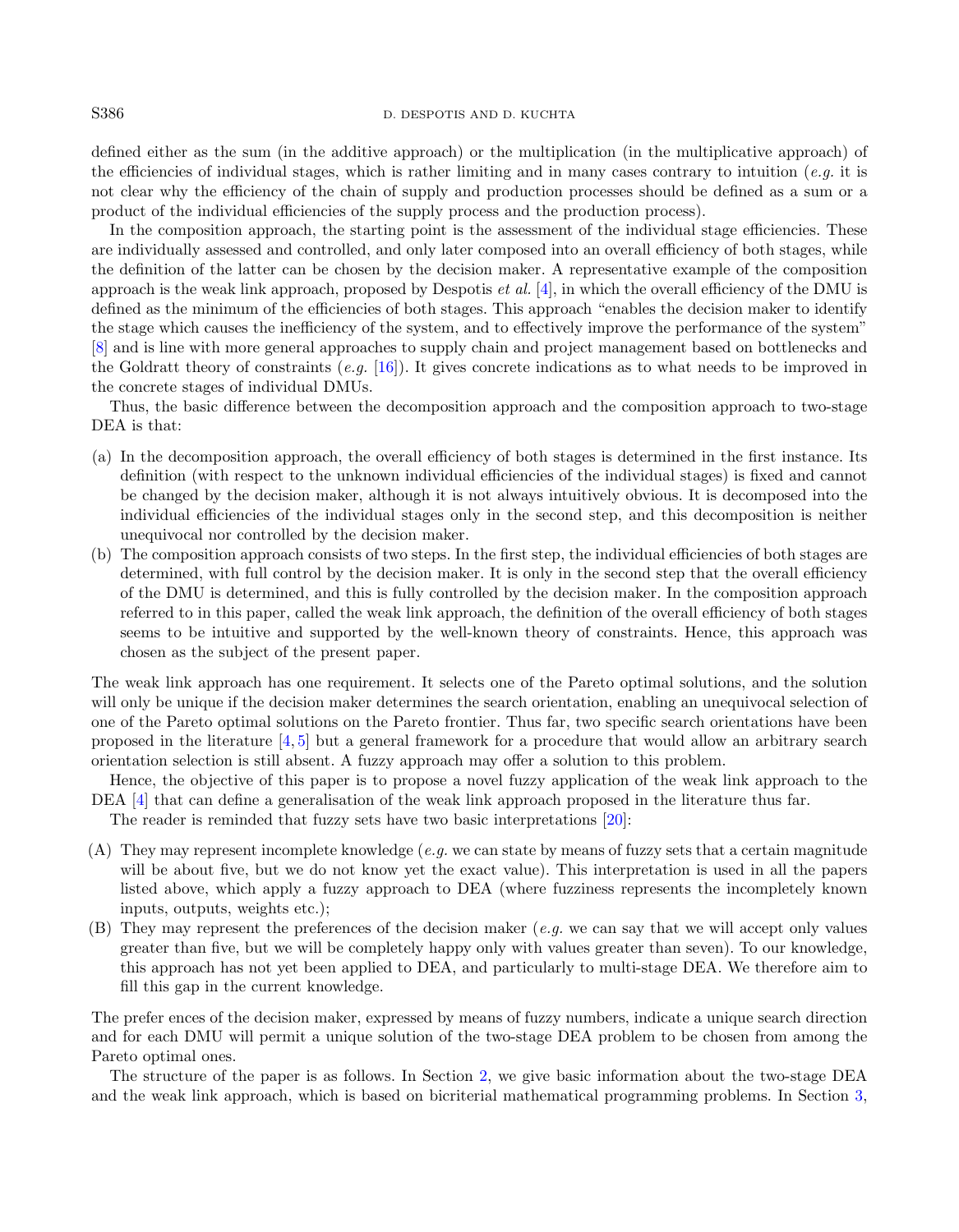defined either as the sum (in the additive approach) or the multiplication (in the multiplicative approach) of the efficiencies of individual stages, which is rather limiting and in many cases contrary to intuition (*e.g.* it is not clear why the efficiency of the chain of supply and production processes should be defined as a sum or a product of the individual efficiencies of the supply process and the production process).

In the composition approach, the starting point is the assessment of the individual stage efficiencies. These are individually assessed and controlled, and only later composed into an overall efficiency of both stages, while the definition of the latter can be chosen by the decision maker. A representative example of the composition approach is the weak link approach, proposed by Despotis *et al.* [4], in which the overall efficiency of the DMU is defined as the minimum of the efficiencies of both stages. This approach "enables the decision maker to identify the stage which causes the inefficiency of the system, and to effectively improve the performance of the system" [8] and is line with more general approaches to supply chain and project management based on bottlenecks and the Goldratt theory of constraints (*e.g.* [16]). It gives concrete indications as to what needs to be improved in the concrete stages of individual DMUs.

Thus, the basic difference between the decomposition approach and the composition approach to two-stage DEA is that:

(a) In the decomposition approach, the overall efficiency of both stages is determined in the first instance. Its definition (with respect to the unknown individual efficiencies of the individual stages) is fixed and cannot be changed by the decision maker, although it is not always intuitively obvious. It is decomposed into the individual efficiencies of the individual stages only in the second step, and this decomposition is neither unequivocal nor controlled by the decision maker.

(b) The composition approach consists of two steps. In the first step, the individual efficiencies of both stages are determined, with full control by the decision maker. It is only in the second step that the overall efficiency of the DMU is determined, and this is fully controlled by the decision maker. In the composition approach referred to in this paper, called the weak link approach, the definition of the overall efficiency of both stages seems to be intuitive and supported by the well-known theory of constraints. Hence, this approach was chosen as the subject of the present paper.

The weak link approach has one requirement. It selects one of the Pareto optimal solutions, and the solution will only be unique if the decision maker determines the search orientation, enabling an unequivocal selection of one of the Pareto optimal solutions on the Pareto frontier. Thus far, two specific search orientations have been proposed in the literature [4, 5] but a general framework for a procedure that would allow an arbitrary search orientation selection is still absent. A fuzzy approach may offer a solution to this problem.

Hence, the objective of this paper is to propose a novel fuzzy application of the weak link approach to the DEA [4] that can define a generalisation of the weak link approach proposed in the literature thus far.

The reader is reminded that fuzzy sets have two basic interpretations [20]:

(A) They may represent incomplete knowledge (*e.g.* we can state by means of fuzzy sets that a certain magnitude will be about five, but we do not know yet the exact value). This interpretation is used in all the papers listed above, which apply a fuzzy approach to DEA (where fuzziness represents the incompletely known inputs, outputs, weights etc.);

(B) They may represent the preferences of the decision maker (*e.g.* we can say that we will accept only values greater than five, but we will be completely happy only with values greater than seven). To our knowledge, this approach has not yet been applied to DEA, and particularly to multi-stage DEA. We therefore aim to fill this gap in the current knowledge.

The prefer ences of the decision maker, expressed by means of fuzzy numbers, indicate a unique search direction and for each DMU will permit a unique solution of the two-stage DEA problem to be chosen from among the Pareto optimal ones.

The structure of the paper is as follows. In Section 2, we give basic information about the two-stage DEA and the weak link approach, which is based on bicriterial mathematical programming problems. In Section 3,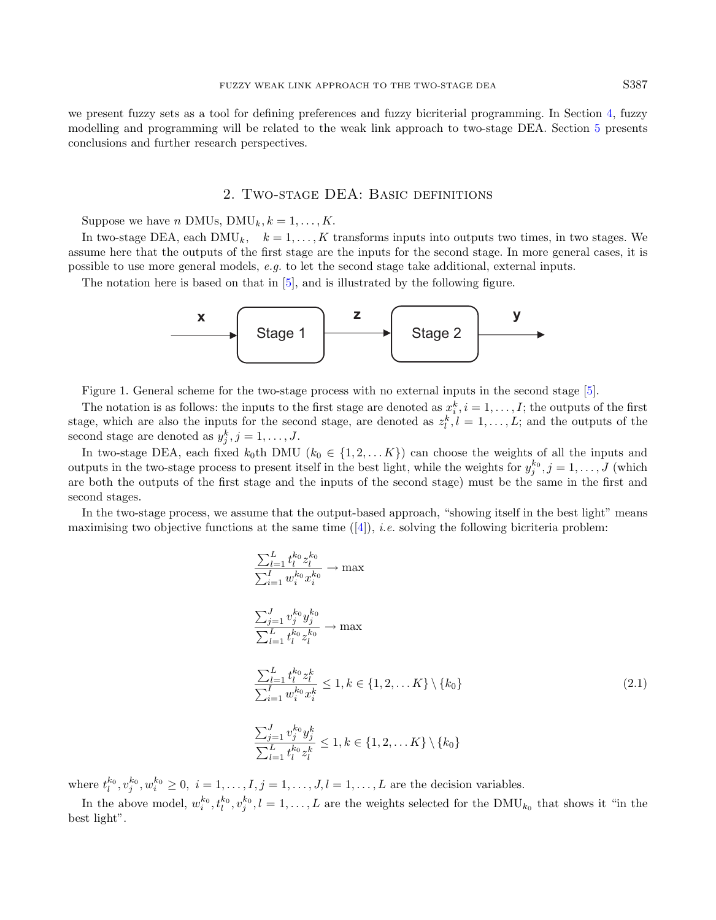we present fuzzy sets as a tool for defining preferences and fuzzy bicriterial programming. In Section 4, fuzzy modelling and programming will be related to the weak link approach to two-stage DEA. Section 5 presents conclusions and further research perspectives.

## 2. Two-stage DEA: Basic definitions

Suppose we have $n$ DMUs, $\text{DMU}_k, k = 1, \ldots, K$.

In two-stage DEA, each $\text{DMU}_k, \quad k = 1, \ldots, K$ transforms inputs into outputs two times, in two stages. We assume here that the outputs of the first stage are the inputs for the second stage. In more general cases, it is possible to use more general models, *e.g.* to let the second stage take additional, external inputs.

The notation here is based on that in [5], and is illustrated by the following figure.

Figure 1. General scheme for the two-stage process with no external inputs in the second stage [5].

The notation is as follows: the inputs to the first stage are denoted as $x_i^k, i = 1, \ldots, I$; the outputs of the first stage, which are also the inputs for the second stage, are denoted as $z_l^k, l = 1, \ldots, L$; and the outputs of the second stage are denoted as $y_j^k, j = 1, \ldots, J$.

In two-stage DEA, each fixed $k_0$th DMU ($k_0 \in \{1, 2, \ldots K\}$) can choose the weights of all the inputs and outputs in the two-stage process to present itself in the best light, while the weights for $y_j^{k_0}, j = 1, \ldots, J$ (which are both the outputs of the first stage and the inputs of the second stage) must be the same in the first and second stages.

In the two-stage process, we assume that the output-based approach, "showing itself in the best light" means maximising two objective functions at the same time ([4]), *i.e.* solving the following bicriteria problem:

$$
\begin{aligned}
&\frac{\sum_{l=1}^{L} t_l^{k_0} z_l^{k_0}}{\sum_{i=1}^{I} w_i^{k_0} x_i^{k_0}} \to \max \\
&\frac{\sum_{j=1}^{J} v_j^{k_0} y_j^{k_0}}{\sum_{l=1}^{L} t_l^{k_0} z_l^{k_0}} \to \max \\
&\frac{\sum_{l=1}^{L} t_l^{k_0} z_l^{k}}{\sum_{i=1}^{I} w_i^{k_0} x_i^{k}} \leq 1, k \in \{1, 2, \ldots K\} \setminus \{k_0\} \\
&\frac{\sum_{j=1}^{J} v_j^{k_0} y_j^{k}}{\sum_{l=1}^{L} t_l^{k_0} z_l^{k}} \leq 1, k \in \{1, 2, \ldots K\} \setminus \{k_0\}
\end{aligned}
\tag{2.1}
$$

where $t_l^{k_0}, v_j^{k_0}, w_i^{k_0} \geq 0, \; i = 1, \ldots, I, j = 1, \ldots, J, l = 1, \ldots, L$ are the decision variables.

In the above model, $w_i^{k_0}, t_l^{k_0}, v_j^{k_0}, l = 1, \ldots, L$ are the weights selected for the $\text{DMU}_{k_0}$ that shows it "in the best light".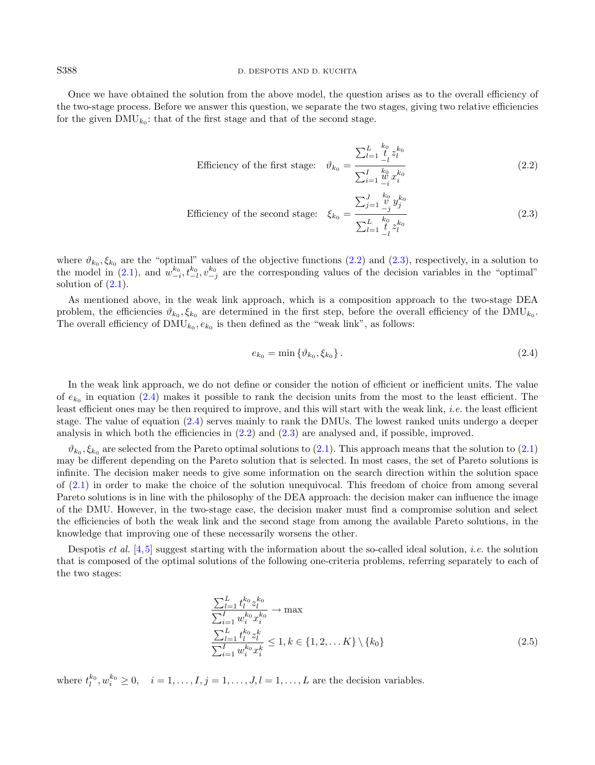Once we have obtained the solution from the above model, the question arises as to the overall efficiency of the two-stage process. Before we answer this question, we separate the two stages, giving two relative efficiencies for the given $\text{DMU}_{k_0}$: that of the first stage and that of the second stage.

$$\text{Efficiency of the first stage:} \quad \vartheta_{k_0} = \frac{\sum_{l=1}^{L} \underset{-l}{\overset{k_0}{t}} z_l^{k_0}}{\sum_{i=1}^{I} \underset{-i}{\overset{k_0}{w}} x_i^{k_0}} \tag{2.2}$$

$$\text{Efficiency of the second stage:} \quad \xi_{k_0} = \frac{\sum_{j=1}^{J} \underset{-j}{\overset{k_0}{v}} y_j^{k_0}}{\sum_{l=1}^{L} \underset{-l}{\overset{k_0}{t}} z_l^{k_0}} \tag{2.3}$$

where $\vartheta_{k_0}, \xi_{k_0}$ are the "optimal" values of the objective functions (2.2) and (2.3), respectively, in a solution to the model in (2.1), and $w_{-i}^{k_0}, t_{-l}^{k_0}, v_{-j}^{k_0}$ are the corresponding values of the decision variables in the "optimal" solution of (2.1).

As mentioned above, in the weak link approach, which is a composition approach to the two-stage DEA problem, the efficiencies $\vartheta_{k_0}, \xi_{k_0}$ are determined in the first step, before the overall efficiency of the $\text{DMU}_{k_0}$. The overall efficiency of $\text{DMU}_{k_0}, e_{k_0}$ is then defined as the "weak link", as follows:

$$e_{k_0} = \min \left\{ \vartheta_{k_0}, \xi_{k_0} \right\}. \tag{2.4}$$

In the weak link approach, we do not define or consider the notion of efficient or inefficient units. The value of $e_{k_0}$ in equation (2.4) makes it possible to rank the decision units from the most to the least efficient. The least efficient ones may be then required to improve, and this will start with the weak link, *i.e.* the least efficient stage. The value of equation (2.4) serves mainly to rank the DMUs. The lowest ranked units undergo a deeper analysis in which both the efficiencies in (2.2) and (2.3) are analysed and, if possible, improved.

$\vartheta_{k_0}, \xi_{k_0}$ are selected from the Pareto optimal solutions to (2.1). This approach means that the solution to (2.1) may be different depending on the Pareto solution that is selected. In most cases, the set of Pareto solutions is infinite. The decision maker needs to give some information on the search direction within the solution space of (2.1) in order to make the choice of the solution unequivocal. This freedom of choice from among several Pareto solutions is in line with the philosophy of the DEA approach: the decision maker can influence the image of the DMU. However, in the two-stage case, the decision maker must find a compromise solution and select the efficiencies of both the weak link and the second stage from among the available Pareto solutions, in the knowledge that improving one of these necessarily worsens the other.

Despotis *et al.* [4,5] suggest starting with the information about the so-called ideal solution, *i.e.* the solution that is composed of the optimal solutions of the following one-criteria problems, referring separately to each of the two stages:

$$\begin{aligned}
&\frac{\sum_{l=1}^{L} t_l^{k_0} z_l^{k_0}}{\sum_{i=1}^{I} w_i^{k_0} x_i^{k_0}} \to \max \\
&\frac{\sum_{l=1}^{L} t_l^{k_0} z_l^{k}}{\sum_{i=1}^{I} w_i^{k_0} x_i^{k}} \leq 1, k \in \{1, 2, \ldots K\} \setminus \{k_0\}
\end{aligned} \tag{2.5}$$

where $t_l^{k_0}, w_i^{k_0} \geq 0, \quad i = 1, \ldots, I, j = 1, \ldots, J, l = 1, \ldots, L$ are the decision variables.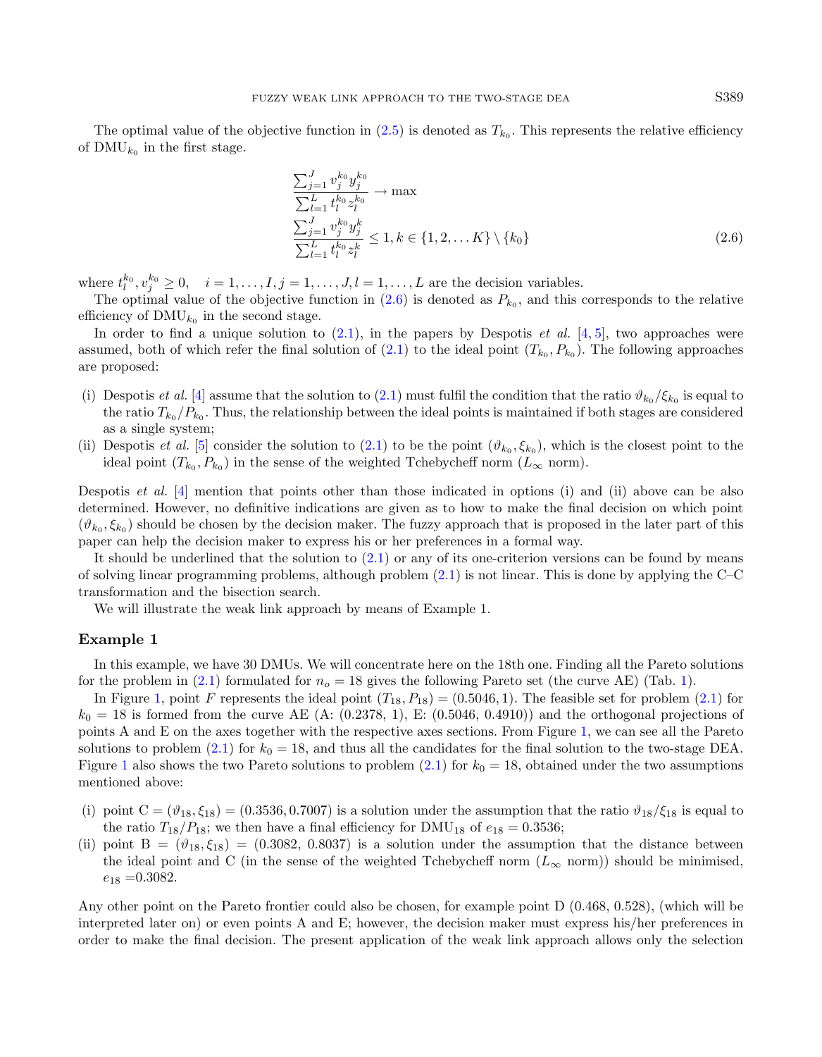The optimal value of the objective function in (2.5) is denoted as $T_{k_0}$. This represents the relative efficiency of $\text{DMU}_{k_0}$ in the first stage.

$$
\begin{aligned}
&\frac{\sum_{j=1}^{J} v_j^{k_0} y_j^{k_0}}{\sum_{l=1}^{L} t_l^{k_0} z_l^{k_0}} \rightarrow \max \\
&\frac{\sum_{j=1}^{J} v_j^{k_0} y_j^{k}}{\sum_{l=1}^{L} t_l^{k_0} z_l^{k}} \leq 1, k \in \{1, 2, \ldots K\} \setminus \{k_0\}
\end{aligned}
\tag{2.6}
$$

where $t_l^{k_0}, v_j^{k_0} \geq 0, \quad i = 1, \ldots, I, j = 1, \ldots, J, l = 1, \ldots, L$ are the decision variables.

The optimal value of the objective function in (2.6) is denoted as $P_{k_0}$, and this corresponds to the relative efficiency of $\text{DMU}_{k_0}$ in the second stage.

In order to find a unique solution to (2.1), in the papers by Despotis *et al.* [4,5], two approaches were assumed, both of which refer the final solution of (2.1) to the ideal point $(T_{k_0}, P_{k_0})$. The following approaches are proposed:

- (i) Despotis *et al.* [4] assume that the solution to (2.1) must fulfil the condition that the ratio $\vartheta_{k_0}/\xi_{k_0}$ is equal to the ratio $T_{k_0}/P_{k_0}$. Thus, the relationship between the ideal points is maintained if both stages are considered as a single system;
- (ii) Despotis *et al.* [5] consider the solution to (2.1) to be the point $(\vartheta_{k_0}, \xi_{k_0})$, which is the closest point to the ideal point $(T_{k_0}, P_{k_0})$ in the sense of the weighted Tchebycheff norm ($L_\infty$ norm).

Despotis *et al.* [4] mention that points other than those indicated in options (i) and (ii) above can be also determined. However, no definitive indications are given as to how to make the final decision on which point $(\vartheta_{k_0}, \xi_{k_0})$ should be chosen by the decision maker. The fuzzy approach that is proposed in the later part of this paper can help the decision maker to express his or her preferences in a formal way.

It should be underlined that the solution to (2.1) or any of its one-criterion versions can be found by means of solving linear programming problems, although problem (2.1) is not linear. This is done by applying the C–C transformation and the bisection search.

We will illustrate the weak link approach by means of Example 1.

### Example 1

In this example, we have 30 DMUs. We will concentrate here on the 18th one. Finding all the Pareto solutions for the problem in (2.1) formulated for $n_o = 18$ gives the following Pareto set (the curve AE) (Tab. 1).

In Figure 1, point $F$ represents the ideal point $(T_{18}, P_{18}) = (0.5046, 1)$. The feasible set for problem (2.1) for $k_0 = 18$ is formed from the curve AE (A: (0.2378, 1), E: (0.5046, 0.4910)) and the orthogonal projections of points A and E on the axes together with the respective axes sections. From Figure 1, we can see all the Pareto solutions to problem (2.1) for $k_0 = 18$, and thus all the candidates for the final solution to the two-stage DEA. Figure 1 also shows the two Pareto solutions to problem (2.1) for $k_0 = 18$, obtained under the two assumptions mentioned above:

- (i) point C = $(\vartheta_{18}, \xi_{18}) = (0.3536, 0.7007)$ is a solution under the assumption that the ratio $\vartheta_{18}/\xi_{18}$ is equal to the ratio $T_{18}/P_{18}$; we then have a final efficiency for $\text{DMU}_{18}$ of $e_{18} = 0.3536$;
- (ii) point B = $(\vartheta_{18}, \xi_{18}) = (0.3082,\ 0.8037)$ is a solution under the assumption that the distance between the ideal point and C (in the sense of the weighted Tchebycheff norm ($L_\infty$ norm)) should be minimised, $e_{18}$ =0.3082.

Any other point on the Pareto frontier could also be chosen, for example point D (0.468, 0.528), (which will be interpreted later on) or even points A and E; however, the decision maker must express his/her preferences in order to make the final decision. The present application of the weak link approach allows only the selection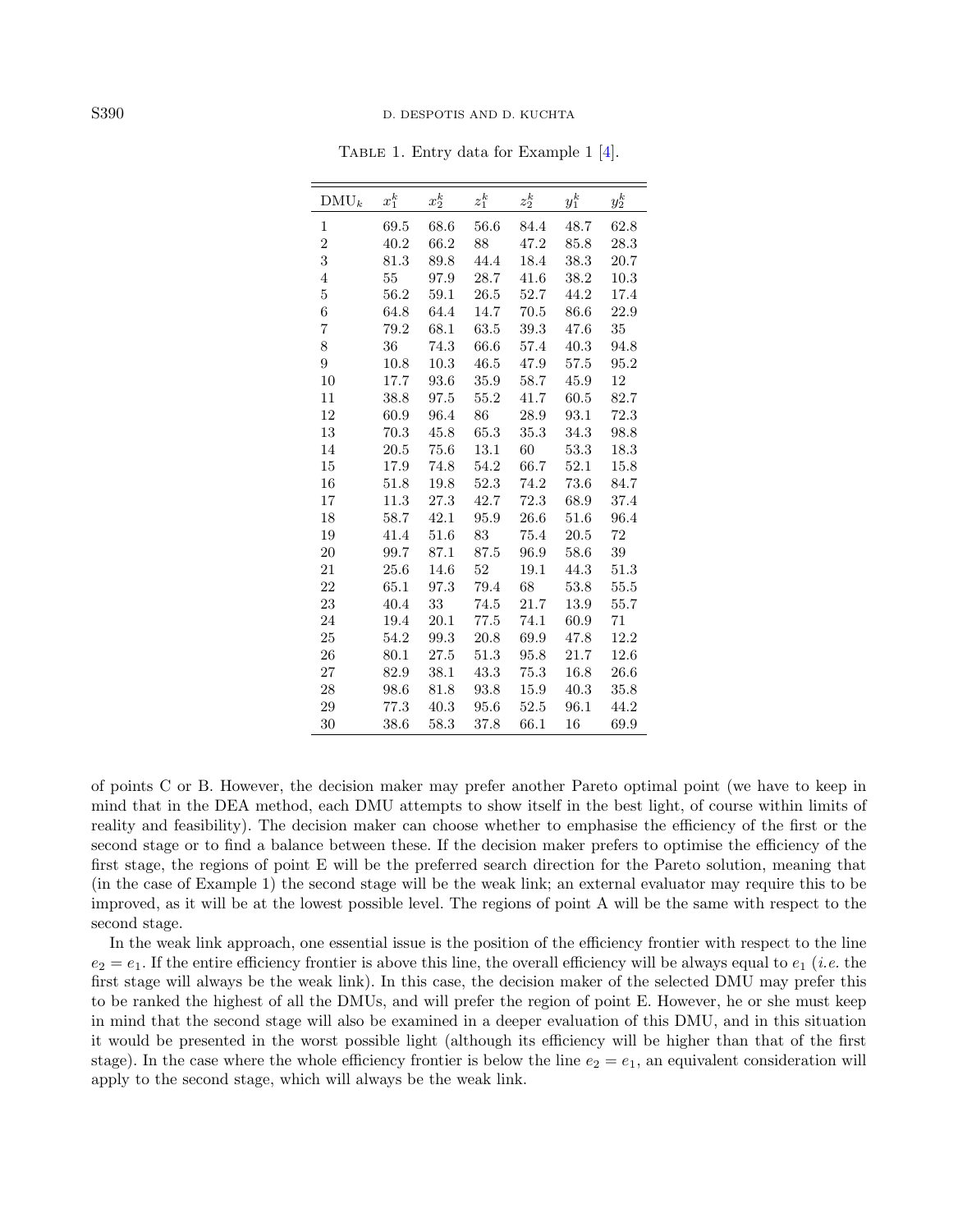Table 1. Entry data for Example 1 [4].

| $\text{DMU}_k$ | $x_1^k$ | $x_2^k$ | $z_1^k$ | $z_2^k$ | $y_1^k$ | $y_2^k$ |
|---|---|---|---|---|---|---|
| 1 | 69.5 | 68.6 | 56.6 | 84.4 | 48.7 | 62.8 |
| 2 | 40.2 | 66.2 | 88 | 47.2 | 85.8 | 28.3 |
| 3 | 81.3 | 89.8 | 44.4 | 18.4 | 38.3 | 20.7 |
| 4 | 55 | 97.9 | 28.7 | 41.6 | 38.2 | 10.3 |
| 5 | 56.2 | 59.1 | 26.5 | 52.7 | 44.2 | 17.4 |
| 6 | 64.8 | 64.4 | 14.7 | 70.5 | 86.6 | 22.9 |
| 7 | 79.2 | 68.1 | 63.5 | 39.3 | 47.6 | 35 |
| 8 | 36 | 74.3 | 66.6 | 57.4 | 40.3 | 94.8 |
| 9 | 10.8 | 10.3 | 46.5 | 47.9 | 57.5 | 95.2 |
| 10 | 17.7 | 93.6 | 35.9 | 58.7 | 45.9 | 12 |
| 11 | 38.8 | 97.5 | 55.2 | 41.7 | 60.5 | 82.7 |
| 12 | 60.9 | 96.4 | 86 | 28.9 | 93.1 | 72.3 |
| 13 | 70.3 | 45.8 | 65.3 | 35.3 | 34.3 | 98.8 |
| 14 | 20.5 | 75.6 | 13.1 | 60 | 53.3 | 18.3 |
| 15 | 17.9 | 74.8 | 54.2 | 66.7 | 52.1 | 15.8 |
| 16 | 51.8 | 19.8 | 52.3 | 74.2 | 73.6 | 84.7 |
| 17 | 11.3 | 27.3 | 42.7 | 72.3 | 68.9 | 37.4 |
| 18 | 58.7 | 42.1 | 95.9 | 26.6 | 51.6 | 96.4 |
| 19 | 41.4 | 51.6 | 83 | 75.4 | 20.5 | 72 |
| 20 | 99.7 | 87.1 | 87.5 | 96.9 | 58.6 | 39 |
| 21 | 25.6 | 14.6 | 52 | 19.1 | 44.3 | 51.3 |
| 22 | 65.1 | 97.3 | 79.4 | 68 | 53.8 | 55.5 |
| 23 | 40.4 | 33 | 74.5 | 21.7 | 13.9 | 55.7 |
| 24 | 19.4 | 20.1 | 77.5 | 74.1 | 60.9 | 71 |
| 25 | 54.2 | 99.3 | 20.8 | 69.9 | 47.8 | 12.2 |
| 26 | 80.1 | 27.5 | 51.3 | 95.8 | 21.7 | 12.6 |
| 27 | 82.9 | 38.1 | 43.3 | 75.3 | 16.8 | 26.6 |
| 28 | 98.6 | 81.8 | 93.8 | 15.9 | 40.3 | 35.8 |
| 29 | 77.3 | 40.3 | 95.6 | 52.5 | 96.1 | 44.2 |
| 30 | 38.6 | 58.3 | 37.8 | 66.1 | 16 | 69.9 |

of points C or B. However, the decision maker may prefer another Pareto optimal point (we have to keep in mind that in the DEA method, each DMU attempts to show itself in the best light, of course within limits of reality and feasibility). The decision maker can choose whether to emphasise the efficiency of the first or the second stage or to find a balance between these. If the decision maker prefers to optimise the efficiency of the first stage, the regions of point E will be the preferred search direction for the Pareto solution, meaning that (in the case of Example 1) the second stage will be the weak link; an external evaluator may require this to be improved, as it will be at the lowest possible level. The regions of point A will be the same with respect to the second stage.

In the weak link approach, one essential issue is the position of the efficiency frontier with respect to the line $e_2 = e_1$. If the entire efficiency frontier is above this line, the overall efficiency will be always equal to $e_1$ (*i.e.* the first stage will always be the weak link). In this case, the decision maker of the selected DMU may prefer this to be ranked the highest of all the DMUs, and will prefer the region of point E. However, he or she must keep in mind that the second stage will also be examined in a deeper evaluation of this DMU, and in this situation it would be presented in the worst possible light (although its efficiency will be higher than that of the first stage). In the case where the whole efficiency frontier is below the line $e_2 = e_1$, an equivalent consideration will apply to the second stage, which will always be the weak link.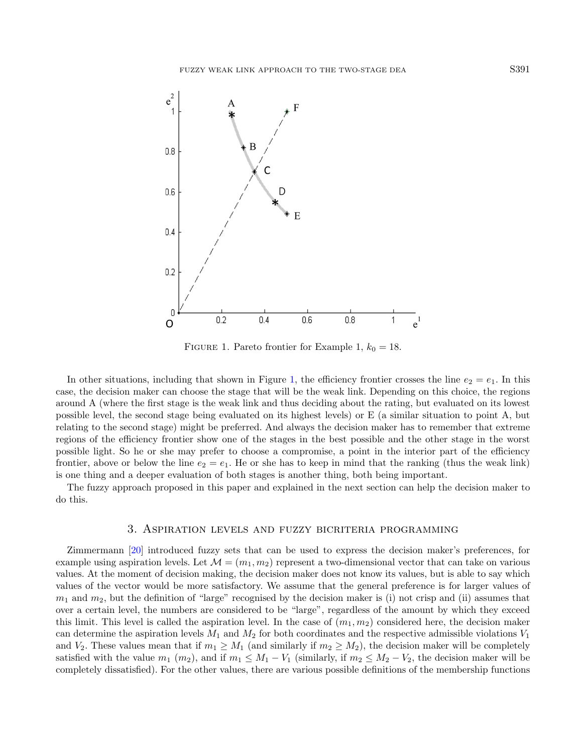Figure 1. Pareto frontier for Example 1, $k_0 = 18$.

In other situations, including that shown in Figure 1, the efficiency frontier crosses the line $e_2 = e_1$. In this case, the decision maker can choose the stage that will be the weak link. Depending on this choice, the regions around A (where the first stage is the weak link and thus deciding about the rating, but evaluated on its lowest possible level, the second stage being evaluated on its highest levels) or E (a similar situation to point A, but relating to the second stage) might be preferred. And always the decision maker has to remember that extreme regions of the efficiency frontier show one of the stages in the best possible and the other stage in the worst possible light. So he or she may prefer to choose a compromise, a point in the interior part of the efficiency frontier, above or below the line $e_2 = e_1$. He or she has to keep in mind that the ranking (thus the weak link) is one thing and a deeper evaluation of both stages is another thing, both being important.

The fuzzy approach proposed in this paper and explained in the next section can help the decision maker to do this.

## 3. Aspiration levels and fuzzy bicriteria programming

Zimmermann [20] introduced fuzzy sets that can be used to express the decision maker's preferences, for example using aspiration levels. Let $\mathcal{M} = (m_1, m_2)$ represent a two-dimensional vector that can take on various values. At the moment of decision making, the decision maker does not know its values, but is able to say which values of the vector would be more satisfactory. We assume that the general preference is for larger values of $m_1$ and $m_2$, but the definition of "large" recognised by the decision maker is (i) not crisp and (ii) assumes that over a certain level, the numbers are considered to be "large", regardless of the amount by which they exceed this limit. This level is called the aspiration level. In the case of $(m_1, m_2)$ considered here, the decision maker can determine the aspiration levels $M_1$ and $M_2$ for both coordinates and the respective admissible violations $V_1$ and $V_2$. These values mean that if $m_1 \geq M_1$ (and similarly if $m_2 \geq M_2$), the decision maker will be completely satisfied with the value $m_1$ ($m_2$), and if $m_1 \leq M_1 - V_1$ (similarly, if $m_2 \leq M_2 - V_2$, the decision maker will be completely dissatisfied). For the other values, there are various possible definitions of the membership functions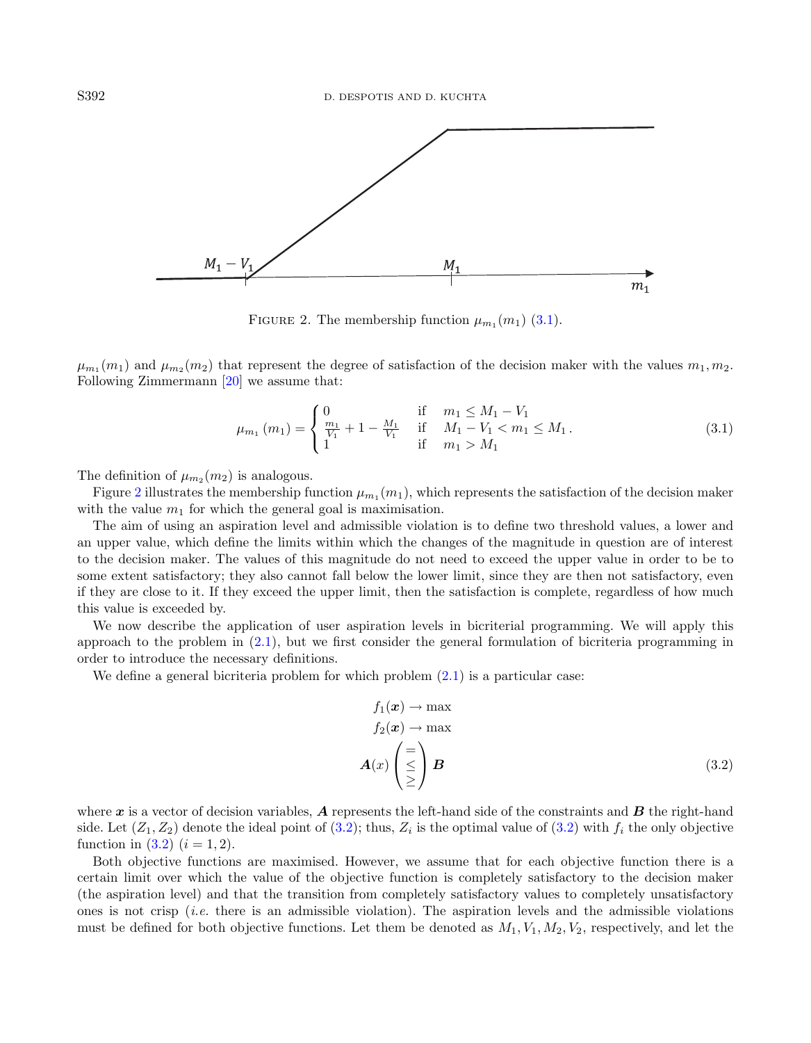FIGURE 2. The membership function $\mu_{m_1}(m_1)$ (3.1).

$\mu_{m_1}(m_1)$ and $\mu_{m_2}(m_2)$ that represent the degree of satisfaction of the decision maker with the values $m_1, m_2$. Following Zimmermann [20] we assume that:

$$\mu_{m_1}(m_1) = \begin{cases} 0 & \text{if} \quad m_1 \leq M_1 - V_1 \\ \frac{m_1}{V_1} + 1 - \frac{M_1}{V_1} & \text{if} \quad M_1 - V_1 < m_1 \leq M_1 \\ 1 & \text{if} \quad m_1 > M_1 \end{cases}. \tag{3.1}$$

The definition of $\mu_{m_2}(m_2)$ is analogous.

Figure 2 illustrates the membership function $\mu_{m_1}(m_1)$, which represents the satisfaction of the decision maker with the value $m_1$ for which the general goal is maximisation.

The aim of using an aspiration level and admissible violation is to define two threshold values, a lower and an upper value, which define the limits within which the changes of the magnitude in question are of interest to the decision maker. The values of this magnitude do not need to exceed the upper value in order to be to some extent satisfactory; they also cannot fall below the lower limit, since they are then not satisfactory, even if they are close to it. If they exceed the upper limit, then the satisfaction is complete, regardless of how much this value is exceeded by.

We now describe the application of user aspiration levels in bicriterial programming. We will apply this approach to the problem in (2.1), but we first consider the general formulation of bicriteria programming in order to introduce the necessary definitions.

We define a general bicriteria problem for which problem (2.1) is a particular case:

$$\begin{gathered} f_1(\boldsymbol{x}) \rightarrow \max \\ f_2(\boldsymbol{x}) \rightarrow \max \\ \boldsymbol{A}(x) \begin{pmatrix} = \\ \leq \\ \geq \end{pmatrix} \boldsymbol{B} \end{gathered} \tag{3.2}$$

where $\boldsymbol{x}$ is a vector of decision variables, $\boldsymbol{A}$ represents the left-hand side of the constraints and $\boldsymbol{B}$ the right-hand side. Let $(Z_1, Z_2)$ denote the ideal point of (3.2); thus, $Z_i$ is the optimal value of (3.2) with $f_i$ the only objective function in (3.2) $(i = 1, 2)$.

Both objective functions are maximised. However, we assume that for each objective function there is a certain limit over which the value of the objective function is completely satisfactory to the decision maker (the aspiration level) and that the transition from completely satisfactory values to completely unsatisfactory ones is not crisp (*i.e.* there is an admissible violation). The aspiration levels and the admissible violations must be defined for both objective functions. Let them be denoted as $M_1, V_1, M_2, V_2$, respectively, and let the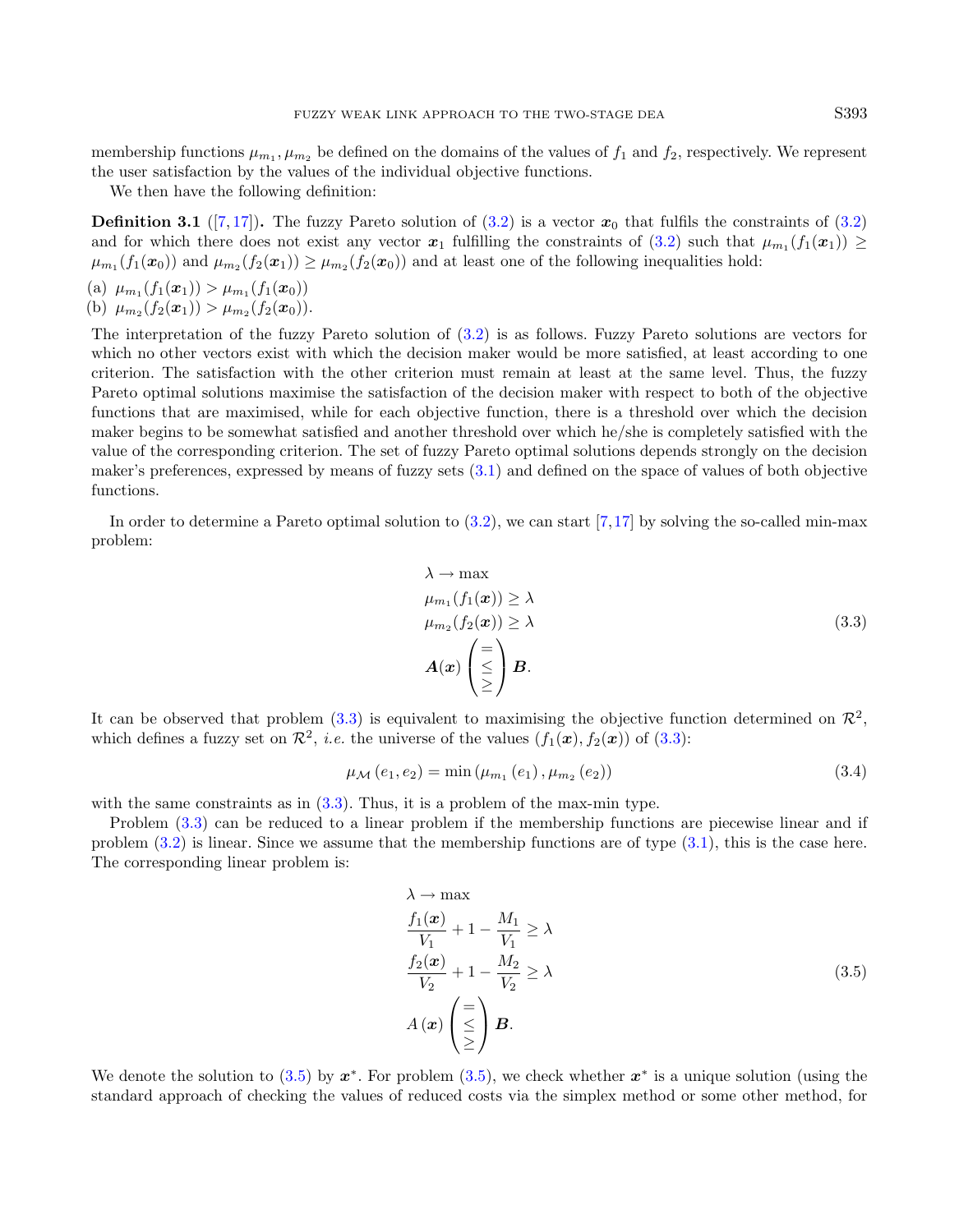membership functions $\mu_{m_1}, \mu_{m_2}$ be defined on the domains of the values of $f_1$ and $f_2$, respectively. We represent the user satisfaction by the values of the individual objective functions.

We then have the following definition:

**Definition 3.1** ([7,17])**.** The fuzzy Pareto solution of (3.2) is a vector $\boldsymbol{x}_0$ that fulfils the constraints of (3.2) and for which there does not exist any vector $\boldsymbol{x}_1$ fulfilling the constraints of (3.2) such that $\mu_{m_1}(f_1(\boldsymbol{x}_1)) \geq \mu_{m_1}(f_1(\boldsymbol{x}_0))$ and $\mu_{m_2}(f_2(\boldsymbol{x}_1)) \geq \mu_{m_2}(f_2(\boldsymbol{x}_0))$ and at least one of the following inequalities hold:

(a) $\mu_{m_1}(f_1(\boldsymbol{x}_1)) > \mu_{m_1}(f_1(\boldsymbol{x}_0))$
(b) $\mu_{m_2}(f_2(\boldsymbol{x}_1)) > \mu_{m_2}(f_2(\boldsymbol{x}_0))$.

The interpretation of the fuzzy Pareto solution of (3.2) is as follows. Fuzzy Pareto solutions are vectors for which no other vectors exist with which the decision maker would be more satisfied, at least according to one criterion. The satisfaction with the other criterion must remain at least at the same level. Thus, the fuzzy Pareto optimal solutions maximise the satisfaction of the decision maker with respect to both of the objective functions that are maximised, while for each objective function, there is a threshold over which the decision maker begins to be somewhat satisfied and another threshold over which he/she is completely satisfied with the value of the corresponding criterion. The set of fuzzy Pareto optimal solutions depends strongly on the decision maker's preferences, expressed by means of fuzzy sets (3.1) and defined on the space of values of both objective functions.

In order to determine a Pareto optimal solution to (3.2), we can start [7,17] by solving the so-called min-max problem:

$$\begin{aligned}
&\lambda \rightarrow \max \\
&\mu_{m_1}(f_1(\boldsymbol{x})) \geq \lambda \\
&\mu_{m_2}(f_2(\boldsymbol{x})) \geq \lambda \\
&\boldsymbol{A}(\boldsymbol{x}) \begin{pmatrix} = \\ \leq \\ \geq \end{pmatrix} \boldsymbol{B}.
\end{aligned} \tag{3.3}$$

It can be observed that problem (3.3) is equivalent to maximising the objective function determined on $\mathcal{R}^2$, which defines a fuzzy set on $\mathcal{R}^2$, *i.e.* the universe of the values $(f_1(\boldsymbol{x}), f_2(\boldsymbol{x}))$ of (3.3):

$$\mu_{\mathcal{M}}(e_1, e_2) = \min\left(\mu_{m_1}(e_1), \mu_{m_2}(e_2)\right) \tag{3.4}$$

with the same constraints as in (3.3). Thus, it is a problem of the max-min type.

Problem (3.3) can be reduced to a linear problem if the membership functions are piecewise linear and if problem (3.2) is linear. Since we assume that the membership functions are of type (3.1), this is the case here. The corresponding linear problem is:

$$\begin{aligned}
&\lambda \rightarrow \max \\
&\frac{f_1(\boldsymbol{x})}{V_1} + 1 - \frac{M_1}{V_1} \geq \lambda \\
&\frac{f_2(\boldsymbol{x})}{V_2} + 1 - \frac{M_2}{V_2} \geq \lambda \\
&A(\boldsymbol{x}) \begin{pmatrix} = \\ \leq \\ \geq \end{pmatrix} \boldsymbol{B}.
\end{aligned} \tag{3.5}$$

We denote the solution to (3.5) by $\boldsymbol{x}^*$. For problem (3.5), we check whether $\boldsymbol{x}^*$ is a unique solution (using the standard approach of checking the values of reduced costs via the simplex method or some other method, for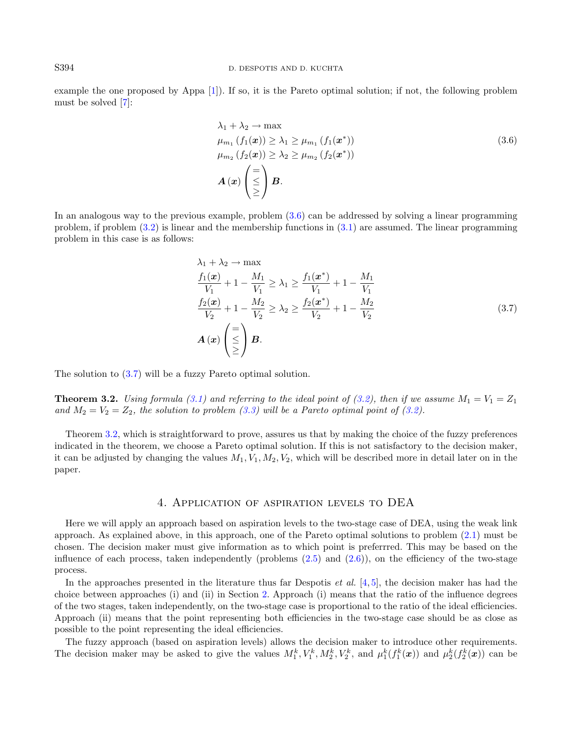example the one proposed by Appa [1]). If so, it is the Pareto optimal solution; if not, the following problem must be solved [7]:

$$
\begin{aligned}
&\lambda_1 + \lambda_2 \to \max \\
&\mu_{m_1}\left(f_1(\boldsymbol{x})\right) \geq \lambda_1 \geq \mu_{m_1}\left(f_1(\boldsymbol{x}^*)\right) \\
&\mu_{m_2}\left(f_2(\boldsymbol{x})\right) \geq \lambda_2 \geq \mu_{m_2}\left(f_2(\boldsymbol{x}^*)\right) \\
&\boldsymbol{A}\left(\boldsymbol{x}\right) \begin{pmatrix} = \\ \leq \\ \geq \end{pmatrix} \boldsymbol{B}.
\end{aligned}
\tag{3.6}
$$

In an analogous way to the previous example, problem (3.6) can be addressed by solving a linear programming problem, if problem (3.2) is linear and the membership functions in (3.1) are assumed. The linear programming problem in this case is as follows:

$$
\begin{aligned}
&\lambda_1 + \lambda_2 \to \max \\
&\frac{f_1(\boldsymbol{x})}{V_1} + 1 - \frac{M_1}{V_1} \geq \lambda_1 \geq \frac{f_1(\boldsymbol{x}^*)}{V_1} + 1 - \frac{M_1}{V_1} \\
&\frac{f_2(\boldsymbol{x})}{V_2} + 1 - \frac{M_2}{V_2} \geq \lambda_2 \geq \frac{f_2(\boldsymbol{x}^*)}{V_2} + 1 - \frac{M_2}{V_2} \\
&\boldsymbol{A}\left(\boldsymbol{x}\right) \begin{pmatrix} = \\ \leq \\ \geq \end{pmatrix} \boldsymbol{B}.
\end{aligned}
\tag{3.7}
$$

The solution to (3.7) will be a fuzzy Pareto optimal solution.

**Theorem 3.2.** *Using formula (3.1) and referring to the ideal point of (3.2), then if we assume $M_1 = V_1 = Z_1$ and $M_2 = V_2 = Z_2$, the solution to problem (3.3) will be a Pareto optimal point of (3.2).*

Theorem 3.2, which is straightforward to prove, assures us that by making the choice of the fuzzy preferences indicated in the theorem, we choose a Pareto optimal solution. If this is not satisfactory to the decision maker, it can be adjusted by changing the values $M_1, V_1, M_2, V_2$, which will be described more in detail later on in the paper.

## 4. Application of aspiration levels to DEA

Here we will apply an approach based on aspiration levels to the two-stage case of DEA, using the weak link approach. As explained above, in this approach, one of the Pareto optimal solutions to problem (2.1) must be chosen. The decision maker must give information as to which point is preferrred. This may be based on the influence of each process, taken independently (problems (2.5) and (2.6)), on the efficiency of the two-stage process.

In the approaches presented in the literature thus far Despotis *et al.* [4,5], the decision maker has had the choice between approaches (i) and (ii) in Section 2. Approach (i) means that the ratio of the influence degrees of the two stages, taken independently, on the two-stage case is proportional to the ratio of the ideal efficiencies. Approach (ii) means that the point representing both efficiencies in the two-stage case should be as close as possible to the point representing the ideal efficiencies.

The fuzzy approach (based on aspiration levels) allows the decision maker to introduce other requirements. The decision maker may be asked to give the values $M_1^k, V_1^k, M_2^k, V_2^k$, and $\mu_1^k(f_1^k(\boldsymbol{x}))$ and $\mu_2^k(f_2^k(\boldsymbol{x}))$ can be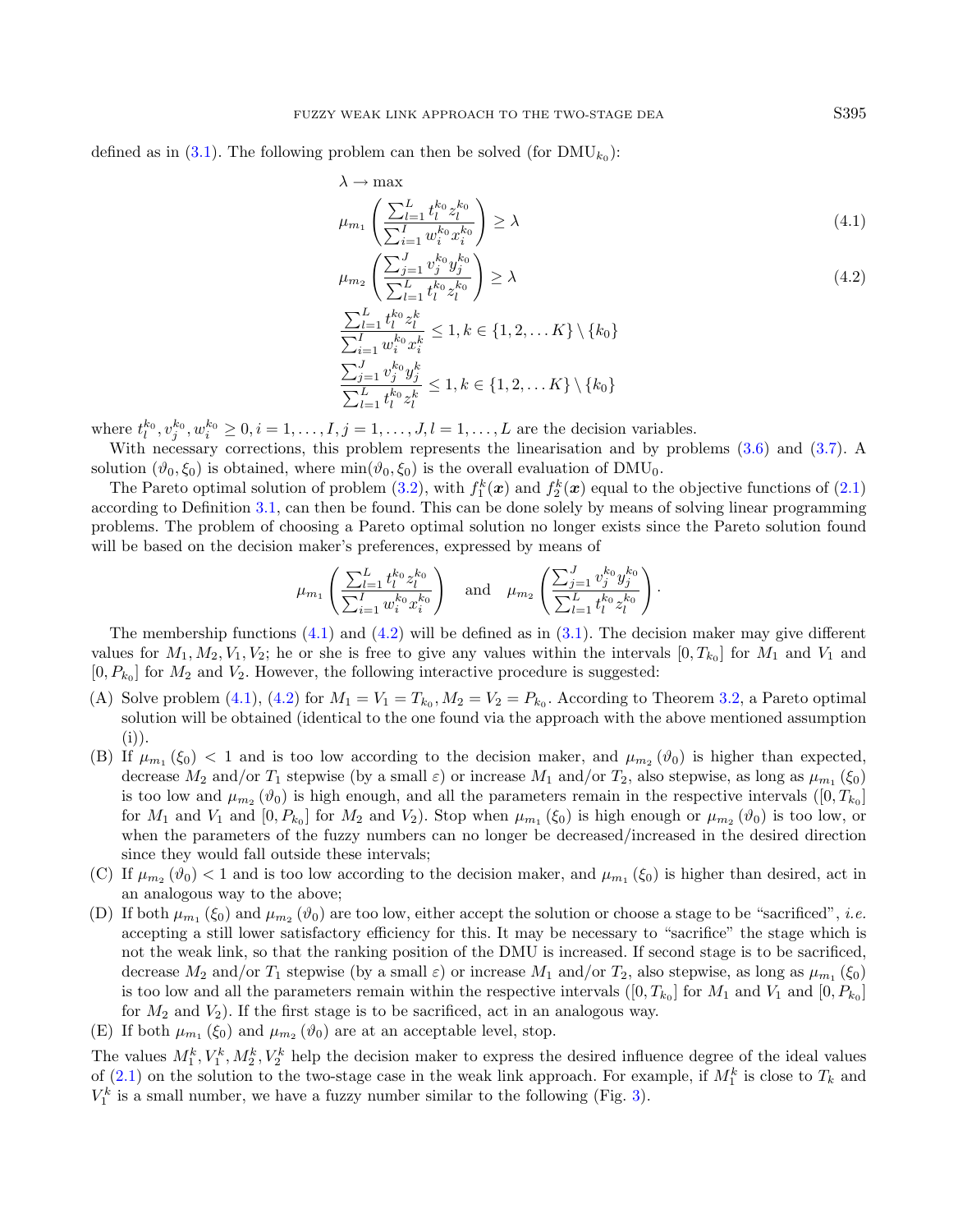defined as in (3.1). The following problem can then be solved (for $\text{DMU}_{k_0}$):

$$\lambda \to \max$$

$$\mu_{m_1}\left(\frac{\sum_{l=1}^{L} t_l^{k_0} z_l^{k_0}}{\sum_{i=1}^{I} w_i^{k_0} x_i^{k_0}}\right) \geq \lambda \tag{4.1}$$

$$\mu_{m_2}\left(\frac{\sum_{j=1}^{J} v_j^{k_0} y_j^{k_0}}{\sum_{l=1}^{L} t_l^{k_0} z_l^{k_0}}\right) \geq \lambda \tag{4.2}$$

$$\frac{\sum_{l=1}^{L} t_l^{k_0} z_l^{k}}{\sum_{i=1}^{I} w_i^{k_0} x_i^{k}} \leq 1, k \in \{1, 2, \ldots K\} \setminus \{k_0\}$$

$$\frac{\sum_{j=1}^{J} v_j^{k_0} y_j^{k}}{\sum_{l=1}^{L} t_l^{k_0} z_l^{k}} \leq 1, k \in \{1, 2, \ldots K\} \setminus \{k_0\}$$

where $t_l^{k_0}, v_j^{k_0}, w_i^{k_0} \geq 0, i = 1, \ldots, I, j = 1, \ldots, J, l = 1, \ldots, L$ are the decision variables.

With necessary corrections, this problem represents the linearisation and by problems (3.6) and (3.7). A solution $(\vartheta_0, \xi_0)$ is obtained, where $\min(\vartheta_0, \xi_0)$ is the overall evaluation of $\text{DMU}_0$.

The Pareto optimal solution of problem (3.2), with $f_1^k(\boldsymbol{x})$ and $f_2^k(\boldsymbol{x})$ equal to the objective functions of (2.1) according to Definition 3.1, can then be found. This can be done solely by means of solving linear programming problems. The problem of choosing a Pareto optimal solution no longer exists since the Pareto solution found will be based on the decision maker's preferences, expressed by means of

$$\mu_{m_1}\left(\frac{\sum_{l=1}^{L} t_l^{k_0} z_l^{k_0}}{\sum_{i=1}^{I} w_i^{k_0} x_i^{k_0}}\right) \quad \text{and} \quad \mu_{m_2}\left(\frac{\sum_{j=1}^{J} v_j^{k_0} y_j^{k_0}}{\sum_{l=1}^{L} t_l^{k_0} z_l^{k_0}}\right).$$

The membership functions (4.1) and (4.2) will be defined as in (3.1). The decision maker may give different values for $M_1, M_2, V_1, V_2$; he or she is free to give any values within the intervals $[0, T_{k_0}]$ for $M_1$ and $V_1$ and $[0, P_{k_0}]$ for $M_2$ and $V_2$. However, the following interactive procedure is suggested:

(A) Solve problem (4.1), (4.2) for $M_1 = V_1 = T_{k_0}, M_2 = V_2 = P_{k_0}$. According to Theorem 3.2, a Pareto optimal solution will be obtained (identical to the one found via the approach with the above mentioned assumption (i)).

(B) If $\mu_{m_1}(\xi_0) < 1$ and is too low according to the decision maker, and $\mu_{m_2}(\vartheta_0)$ is higher than expected, decrease $M_2$ and/or $T_1$ stepwise (by a small $\varepsilon$) or increase $M_1$ and/or $T_2$, also stepwise, as long as $\mu_{m_1}(\xi_0)$ is too low and $\mu_{m_2}(\vartheta_0)$ is high enough, and all the parameters remain in the respective intervals ($[0, T_{k_0}]$ for $M_1$ and $V_1$ and $[0, P_{k_0}]$ for $M_2$ and $V_2$). Stop when $\mu_{m_1}(\xi_0)$ is high enough or $\mu_{m_2}(\vartheta_0)$ is too low, or when the parameters of the fuzzy numbers can no longer be decreased/increased in the desired direction since they would fall outside these intervals;

(C) If $\mu_{m_2}(\vartheta_0) < 1$ and is too low according to the decision maker, and $\mu_{m_1}(\xi_0)$ is higher than desired, act in an analogous way to the above;

(D) If both $\mu_{m_1}(\xi_0)$ and $\mu_{m_2}(\vartheta_0)$ are too low, either accept the solution or choose a stage to be "sacrificed", *i.e.* accepting a still lower satisfactory efficiency for this. It may be necessary to "sacrifice" the stage which is not the weak link, so that the ranking position of the DMU is increased. If second stage is to be sacrificed, decrease $M_2$ and/or $T_1$ stepwise (by a small $\varepsilon$) or increase $M_1$ and/or $T_2$, also stepwise, as long as $\mu_{m_1}(\xi_0)$ is too low and all the parameters remain within the respective intervals ($[0, T_{k_0}]$ for $M_1$ and $V_1$ and $[0, P_{k_0}]$ for $M_2$ and $V_2$). If the first stage is to be sacrificed, act in an analogous way.

(E) If both $\mu_{m_1}(\xi_0)$ and $\mu_{m_2}(\vartheta_0)$ are at an acceptable level, stop.

The values $M_1^k, V_1^k, M_2^k, V_2^k$ help the decision maker to express the desired influence degree of the ideal values of (2.1) on the solution to the two-stage case in the weak link approach. For example, if $M_1^k$ is close to $T_k$ and $V_1^k$ is a small number, we have a fuzzy number similar to the following (Fig. 3).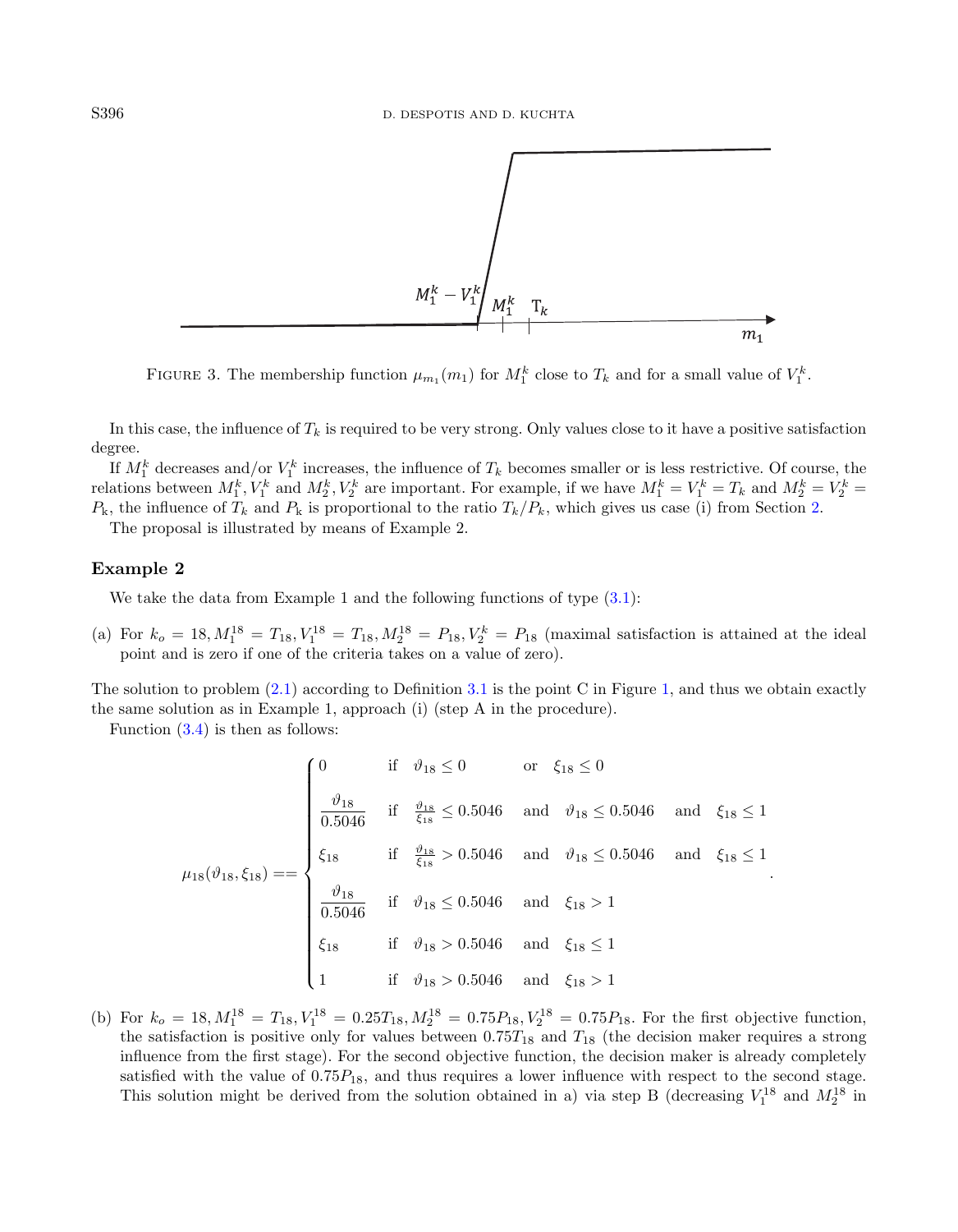FIGURE 3. The membership function $\mu_{m_1}(m_1)$ for $M_1^k$ close to $T_k$ and for a small value of $V_1^k$.

In this case, the influence of $T_k$ is required to be very strong. Only values close to it have a positive satisfaction degree.

If $M_1^k$ decreases and/or $V_1^k$ increases, the influence of $T_k$ becomes smaller or is less restrictive. Of course, the relations between $M_1^k, V_1^k$ and $M_2^k, V_2^k$ are important. For example, if we have $M_1^k = V_1^k = T_k$ and $M_2^k = V_2^k = P_k$, the influence of $T_k$ and $P_k$ is proportional to the ratio $T_k/P_k$, which gives us case (i) from Section 2.

The proposal is illustrated by means of Example 2.

### Example 2

We take the data from Example 1 and the following functions of type (3.1):

(a) For $k_o = 18, M_1^{18} = T_{18}, V_1^{18} = T_{18}, M_2^{18} = P_{18}, V_2^k = P_{18}$ (maximal satisfaction is attained at the ideal point and is zero if one of the criteria takes on a value of zero).

The solution to problem (2.1) according to Definition 3.1 is the point C in Figure 1, and thus we obtain exactly the same solution as in Example 1, approach (i) (step A in the procedure).

Function (3.4) is then as follows:

$$
\mu_{18}(\vartheta_{18}, \xi_{18}) == \begin{cases}
0 & \text{if} \quad \vartheta_{18} \leq 0 \quad \text{or} \quad \xi_{18} \leq 0 \\
\dfrac{\vartheta_{18}}{0.5046} & \text{if} \quad \frac{\vartheta_{18}}{\xi_{18}} \leq 0.5046 \quad \text{and} \quad \vartheta_{18} \leq 0.5046 \quad \text{and} \quad \xi_{18} \leq 1 \\
\xi_{18} & \text{if} \quad \frac{\vartheta_{18}}{\xi_{18}} > 0.5046 \quad \text{and} \quad \vartheta_{18} \leq 0.5046 \quad \text{and} \quad \xi_{18} \leq 1 \\
\dfrac{\vartheta_{18}}{0.5046} & \text{if} \quad \vartheta_{18} \leq 0.5046 \quad \text{and} \quad \xi_{18} > 1 \\
\xi_{18} & \text{if} \quad \vartheta_{18} > 0.5046 \quad \text{and} \quad \xi_{18} \leq 1 \\
1 & \text{if} \quad \vartheta_{18} > 0.5046 \quad \text{and} \quad \xi_{18} > 1
\end{cases}.
$$

(b) For $k_o = 18, M_1^{18} = T_{18}, V_1^{18} = 0.25T_{18}, M_2^{18} = 0.75P_{18}, V_2^{18} = 0.75P_{18}$. For the first objective function, the satisfaction is positive only for values between $0.75T_{18}$ and $T_{18}$ (the decision maker requires a strong influence from the first stage). For the second objective function, the decision maker is already completely satisfied with the value of $0.75P_{18}$, and thus requires a lower influence with respect to the second stage. This solution might be derived from the solution obtained in a) via step B (decreasing $V_1^{18}$ and $M_2^{18}$ in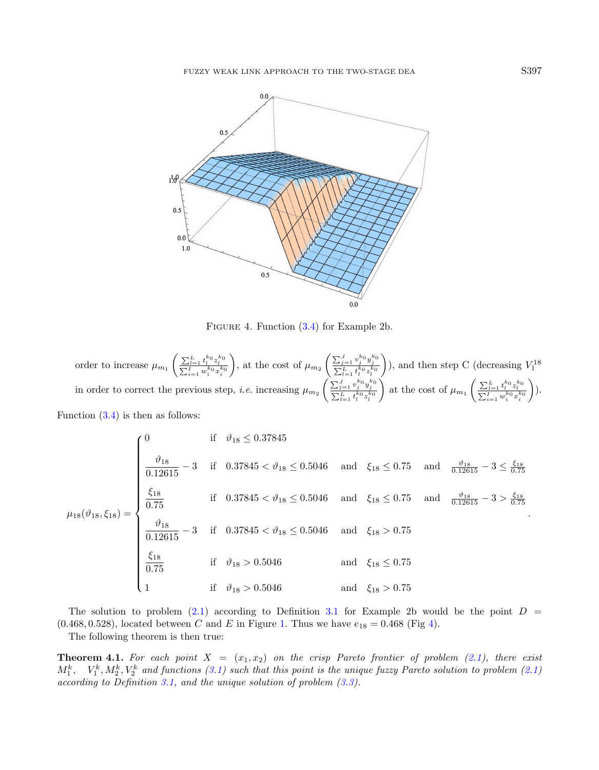FIGURE 4. Function (3.4) for Example 2b.

order to increase $\mu_{m_1}\left(\frac{\sum_{l=1}^{L} t_l^{k_0} z_l^{k_0}}{\sum_{i=1}^{I} w_i^{k_0} x_i^{k_0}}\right)$, at the cost of $\mu_{m_2}\left(\frac{\sum_{j=1}^{J} v_j^{k_0} y_j^{k_0}}{\sum_{l=1}^{L} t_l^{k_0} z_l^{k_0}}\right)$), and then step C (decreasing $V_1^{18}$ in order to correct the previous step, *i.e.* increasing $\mu_{m_2}\left(\frac{\sum_{j=1}^{J} v_j^{k_0} y_j^{k_0}}{\sum_{l=1}^{L} t_l^{k_0} z_l^{k_0}}\right)$ at the cost of $\mu_{m_1}\left(\frac{\sum_{l=1}^{L} t_l^{k_0} z_l^{k_0}}{\sum_{i=1}^{I} w_i^{k_0} x_i^{k_0}}\right)$).

Function (3.4) is then as follows:

$$
\mu_{18}(\vartheta_{18}, \xi_{18}) = \begin{cases}
0 & \text{if} \quad \vartheta_{18} \leq 0.37845 \\
\dfrac{\vartheta_{18}}{0.12615} - 3 & \text{if} \quad 0.37845 < \vartheta_{18} \leq 0.5046 \quad \text{and} \quad \xi_{18} \leq 0.75 \quad \text{and} \quad \frac{\vartheta_{18}}{0.12615} - 3 \leq \frac{\xi_{18}}{0.75} \\
\dfrac{\xi_{18}}{0.75} & \text{if} \quad 0.37845 < \vartheta_{18} \leq 0.5046 \quad \text{and} \quad \xi_{18} \leq 0.75 \quad \text{and} \quad \frac{\vartheta_{18}}{0.12615} - 3 > \frac{\xi_{18}}{0.75} \\
\dfrac{\vartheta_{18}}{0.12615} - 3 & \text{if} \quad 0.37845 < \vartheta_{18} \leq 0.5046 \quad \text{and} \quad \xi_{18} > 0.75 \\
\dfrac{\xi_{18}}{0.75} & \text{if} \quad \vartheta_{18} > 0.5046 \quad \text{and} \quad \xi_{18} \leq 0.75 \\
1 & \text{if} \quad \vartheta_{18} > 0.5046 \quad \text{and} \quad \xi_{18} > 0.75
\end{cases}.
$$

The solution to problem (2.1) according to Definition 3.1 for Example 2b would be the point $D = (0.468, 0.528)$, located between $C$ and $E$ in Figure 1. Thus we have $e_{18} = 0.468$ (Fig 4).

The following theorem is then true:

**Theorem 4.1.** *For each point $X = (x_1, x_2)$ on the crisp Pareto frontier of problem (2.1), there exist $M_1^k$, $V_1^k, M_2^k, V_2^k$ and functions (3.1) such that this point is the unique fuzzy Pareto solution to problem (2.1) according to Definition 3.1, and the unique solution of problem (3.3).*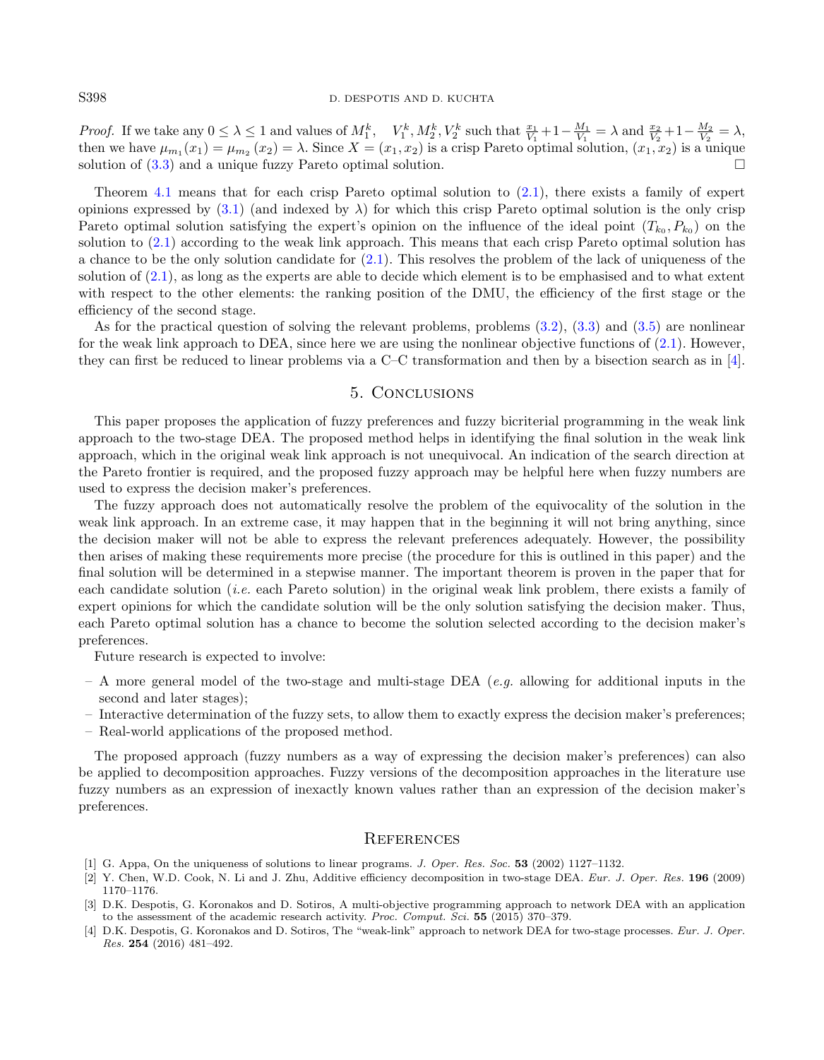*Proof.* If we take any $0 \leq \lambda \leq 1$ and values of $M_1^k$, $V_1^k, M_2^k, V_2^k$ such that $\frac{x_1}{V_1}+1-\frac{M_1}{V_1}=\lambda$ and $\frac{x_2}{V_2}+1-\frac{M_2}{V_2}=\lambda$, then we have $\mu_{m_1}(x_1)=\mu_{m_2}(x_2)=\lambda$. Since $X=(x_1,x_2)$ is a crisp Pareto optimal solution, $(x_1,x_2)$ is a unique solution of (3.3) and a unique fuzzy Pareto optimal solution. □

Theorem 4.1 means that for each crisp Pareto optimal solution to (2.1), there exists a family of expert opinions expressed by (3.1) (and indexed by $\lambda$) for which this crisp Pareto optimal solution is the only crisp Pareto optimal solution satisfying the expert's opinion on the influence of the ideal point $(T_{k_0}, P_{k_0})$ on the solution to (2.1) according to the weak link approach. This means that each crisp Pareto optimal solution has a chance to be the only solution candidate for (2.1). This resolves the problem of the lack of uniqueness of the solution of (2.1), as long as the experts are able to decide which element is to be emphasised and to what extent with respect to the other elements: the ranking position of the DMU, the efficiency of the first stage or the efficiency of the second stage.

As for the practical question of solving the relevant problems, problems (3.2), (3.3) and (3.5) are nonlinear for the weak link approach to DEA, since here we are using the nonlinear objective functions of (2.1). However, they can first be reduced to linear problems via a C–C transformation and then by a bisection search as in [4].

## 5. Conclusions

This paper proposes the application of fuzzy preferences and fuzzy bicriterial programming in the weak link approach to the two-stage DEA. The proposed method helps in identifying the final solution in the weak link approach, which in the original weak link approach is not unequivocal. An indication of the search direction at the Pareto frontier is required, and the proposed fuzzy approach may be helpful here when fuzzy numbers are used to express the decision maker's preferences.

The fuzzy approach does not automatically resolve the problem of the equivocality of the solution in the weak link approach. In an extreme case, it may happen that in the beginning it will not bring anything, since the decision maker will not be able to express the relevant preferences adequately. However, the possibility then arises of making these requirements more precise (the procedure for this is outlined in this paper) and the final solution will be determined in a stepwise manner. The important theorem is proven in the paper that for each candidate solution (*i.e.* each Pareto solution) in the original weak link problem, there exists a family of expert opinions for which the candidate solution will be the only solution satisfying the decision maker. Thus, each Pareto optimal solution has a chance to become the solution selected according to the decision maker's preferences.

Future research is expected to involve:

- A more general model of the two-stage and multi-stage DEA (*e.g.* allowing for additional inputs in the second and later stages);
- Interactive determination of the fuzzy sets, to allow them to exactly express the decision maker's preferences;
- Real-world applications of the proposed method.

The proposed approach (fuzzy numbers as a way of expressing the decision maker's preferences) can also be applied to decomposition approaches. Fuzzy versions of the decomposition approaches in the literature use fuzzy numbers as an expression of inexactly known values rather than an expression of the decision maker's preferences.

## References

[1] G. Appa, On the uniqueness of solutions to linear programs. *J. Oper. Res. Soc.* **53** (2002) 1127–1132.

[2] Y. Chen, W.D. Cook, N. Li and J. Zhu, Additive efficiency decomposition in two-stage DEA. *Eur. J. Oper. Res.* **196** (2009) 1170–1176.

[3] D.K. Despotis, G. Koronakos and D. Sotiros, A multi-objective programming approach to network DEA with an application to the assessment of the academic research activity. *Proc. Comput. Sci.* **55** (2015) 370–379.

[4] D.K. Despotis, G. Koronakos and D. Sotiros, The "weak-link" approach to network DEA for two-stage processes. *Eur. J. Oper. Res.* **254** (2016) 481–492.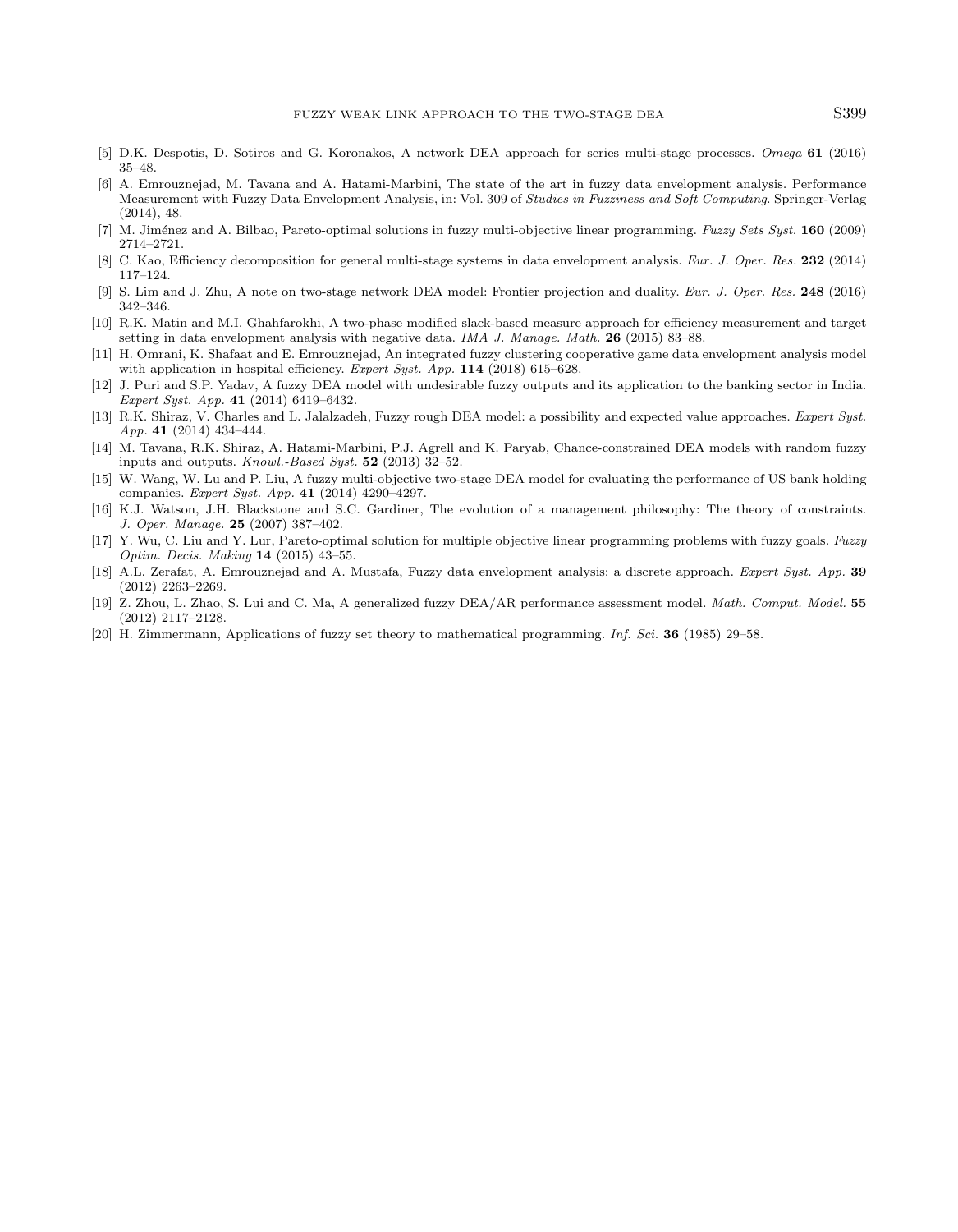[5] D.K. Despotis, D. Sotiros and G. Koronakos, A network DEA approach for series multi-stage processes. *Omega* **61** (2016) 35–48.

[6] A. Emrouznejad, M. Tavana and A. Hatami-Marbini, The state of the art in fuzzy data envelopment analysis. Performance Measurement with Fuzzy Data Envelopment Analysis, in: Vol. 309 of *Studies in Fuzziness and Soft Computing*. Springer-Verlag (2014), 48.

[7] M. Jiménez and A. Bilbao, Pareto-optimal solutions in fuzzy multi-objective linear programming. *Fuzzy Sets Syst.* **160** (2009) 2714–2721.

[8] C. Kao, Efficiency decomposition for general multi-stage systems in data envelopment analysis. *Eur. J. Oper. Res.* **232** (2014) 117–124.

[9] S. Lim and J. Zhu, A note on two-stage network DEA model: Frontier projection and duality. *Eur. J. Oper. Res.* **248** (2016) 342–346.

[10] R.K. Matin and M.I. Ghahfarokhi, A two-phase modified slack-based measure approach for efficiency measurement and target setting in data envelopment analysis with negative data. *IMA J. Manage. Math.* **26** (2015) 83–88.

[11] H. Omrani, K. Shafaat and E. Emrouznejad, An integrated fuzzy clustering cooperative game data envelopment analysis model with application in hospital efficiency. *Expert Syst. App.* **114** (2018) 615–628.

[12] J. Puri and S.P. Yadav, A fuzzy DEA model with undesirable fuzzy outputs and its application to the banking sector in India. *Expert Syst. App.* **41** (2014) 6419–6432.

[13] R.K. Shiraz, V. Charles and L. Jalalzadeh, Fuzzy rough DEA model: a possibility and expected value approaches. *Expert Syst. App.* **41** (2014) 434–444.

[14] M. Tavana, R.K. Shiraz, A. Hatami-Marbini, P.J. Agrell and K. Paryab, Chance-constrained DEA models with random fuzzy inputs and outputs. *Knowl.-Based Syst.* **52** (2013) 32–52.

[15] W. Wang, W. Lu and P. Liu, A fuzzy multi-objective two-stage DEA model for evaluating the performance of US bank holding companies. *Expert Syst. App.* **41** (2014) 4290–4297.

[16] K.J. Watson, J.H. Blackstone and S.C. Gardiner, The evolution of a management philosophy: The theory of constraints. *J. Oper. Manage.* **25** (2007) 387–402.

[17] Y. Wu, C. Liu and Y. Lur, Pareto-optimal solution for multiple objective linear programming problems with fuzzy goals. *Fuzzy Optim. Decis. Making* **14** (2015) 43–55.

[18] A.L. Zerafat, A. Emrouznejad and A. Mustafa, Fuzzy data envelopment analysis: a discrete approach. *Expert Syst. App.* **39** (2012) 2263–2269.

[19] Z. Zhou, L. Zhao, S. Lui and C. Ma, A generalized fuzzy DEA/AR performance assessment model. *Math. Comput. Model.* **55** (2012) 2117–2128.

[20] H. Zimmermann, Applications of fuzzy set theory to mathematical programming. *Inf. Sci.* **36** (1985) 29–58.